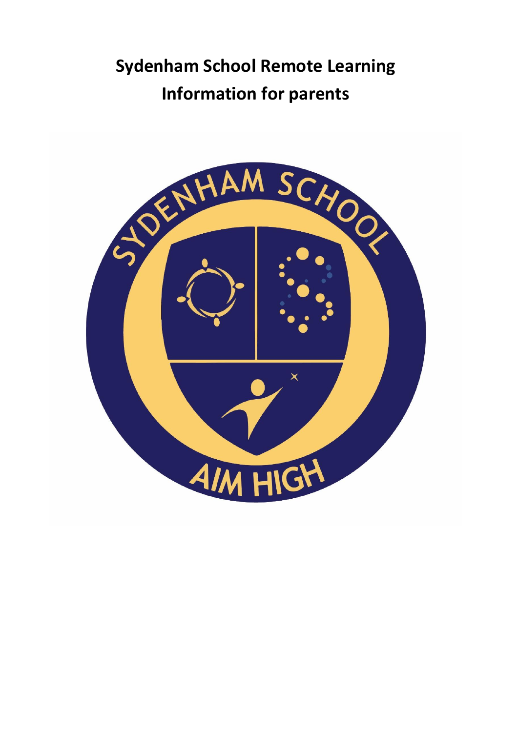# Sydenham School Remote Learning Information for parents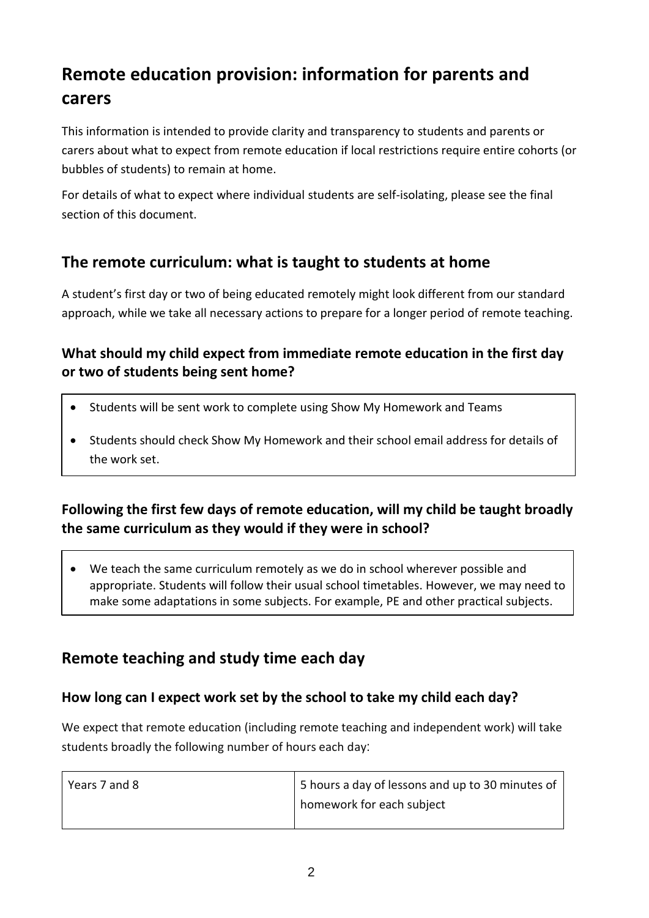# Remote education provision: information for parents and carers

This information is intended to provide clarity and transparency to students and parents or carers about what to expect from remote education if local restrictions require entire cohorts (or bubbles of students) to remain at home.

For details of what to expect where individual students are self-isolating, please see the final section of this document.

## The remote curriculum: what is taught to students at home

A student's first day or two of being educated remotely might look different from our standard approach, while we take all necessary actions to prepare for a longer period of remote teaching.

### What should my child expect from immediate remote education in the first day or two of students being sent home?

- Students will be sent work to complete using Show My Homework and Teams
- Students should check Show My Homework and their school email address for details of the work set.

### Following the first few days of remote education, will my child be taught broadly the same curriculum as they would if they were in school?

- We teach the same curriculum remotely as we do in school wherever possible and appropriate. Students will follow their usual school timetables. However, we may need to make some adaptations in some subjects. For example, PE and other practical subjects.

## Remote teaching and study time each day

### How long can I expect work set by the school to take my child each day?

We expect that remote education (including remote teaching and independent work) will take students broadly the following number of hours each day:

| | |
|---|---|
| Years 7 and 8 | 5 hours a day of lessons and up to 30 minutes of homework for each subject |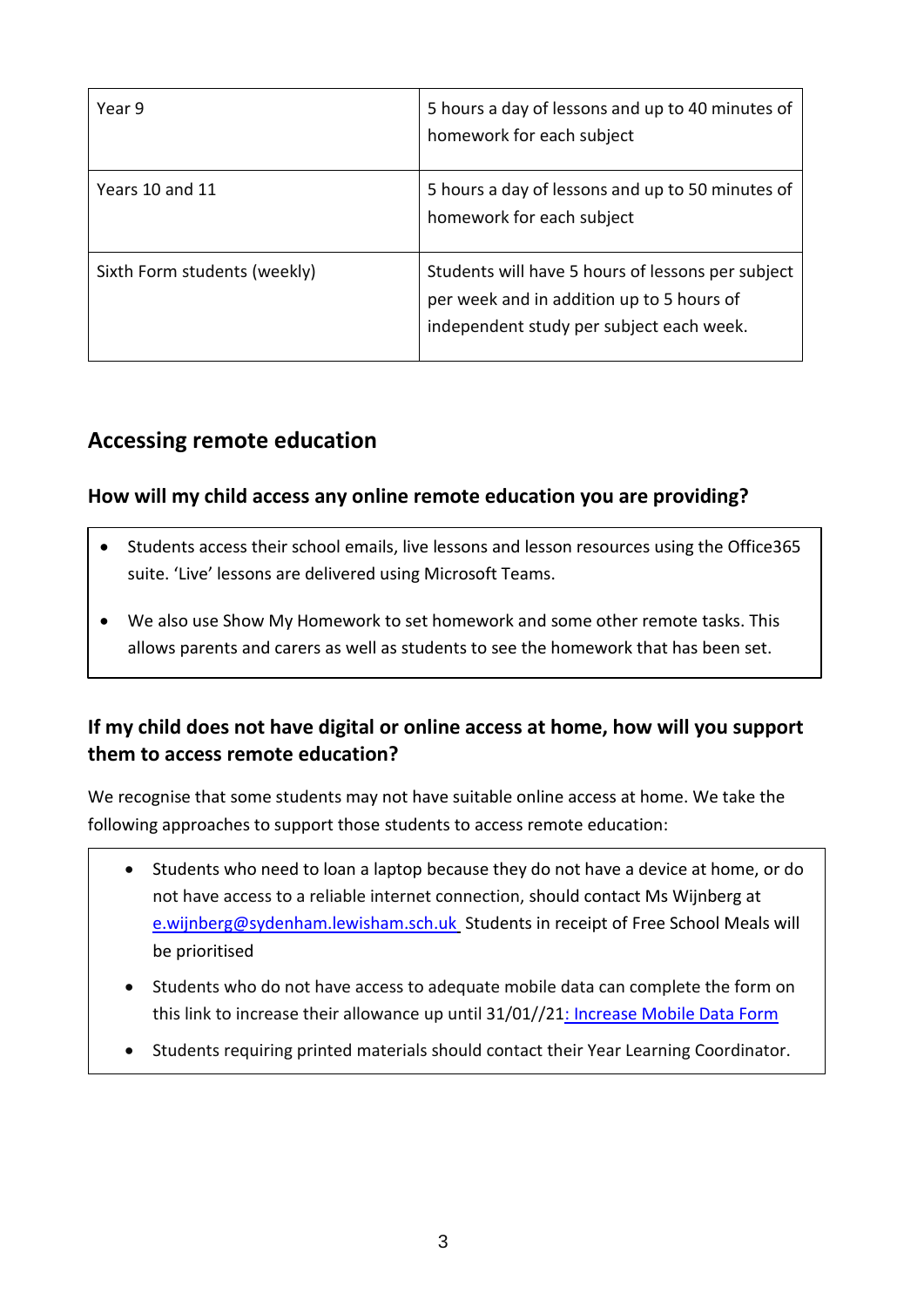| Year 9 | 5 hours a day of lessons and up to 40 minutes of homework for each subject |
|---|---|
| Years 10 and 11 | 5 hours a day of lessons and up to 50 minutes of homework for each subject |
| Sixth Form students (weekly) | Students will have 5 hours of lessons per subject per week and in addition up to 5 hours of independent study per subject each week. |

## Accessing remote education

### How will my child access any online remote education you are providing?

- Students access their school emails, live lessons and lesson resources using the Office365 suite. 'Live' lessons are delivered using Microsoft Teams.
- We also use Show My Homework to set homework and some other remote tasks. This allows parents and carers as well as students to see the homework that has been set.

### If my child does not have digital or online access at home, how will you support them to access remote education?

We recognise that some students may not have suitable online access at home. We take the following approaches to support those students to access remote education:

- Students who need to loan a laptop because they do not have a device at home, or do not have access to a reliable internet connection, should contact Ms Wijnberg at e.wijnberg@sydenham.lewisham.sch.uk Students in receipt of Free School Meals will be prioritised
- Students who do not have access to adequate mobile data can complete the form on this link to increase their allowance up until 31/01//21: Increase Mobile Data Form
- Students requiring printed materials should contact their Year Learning Coordinator.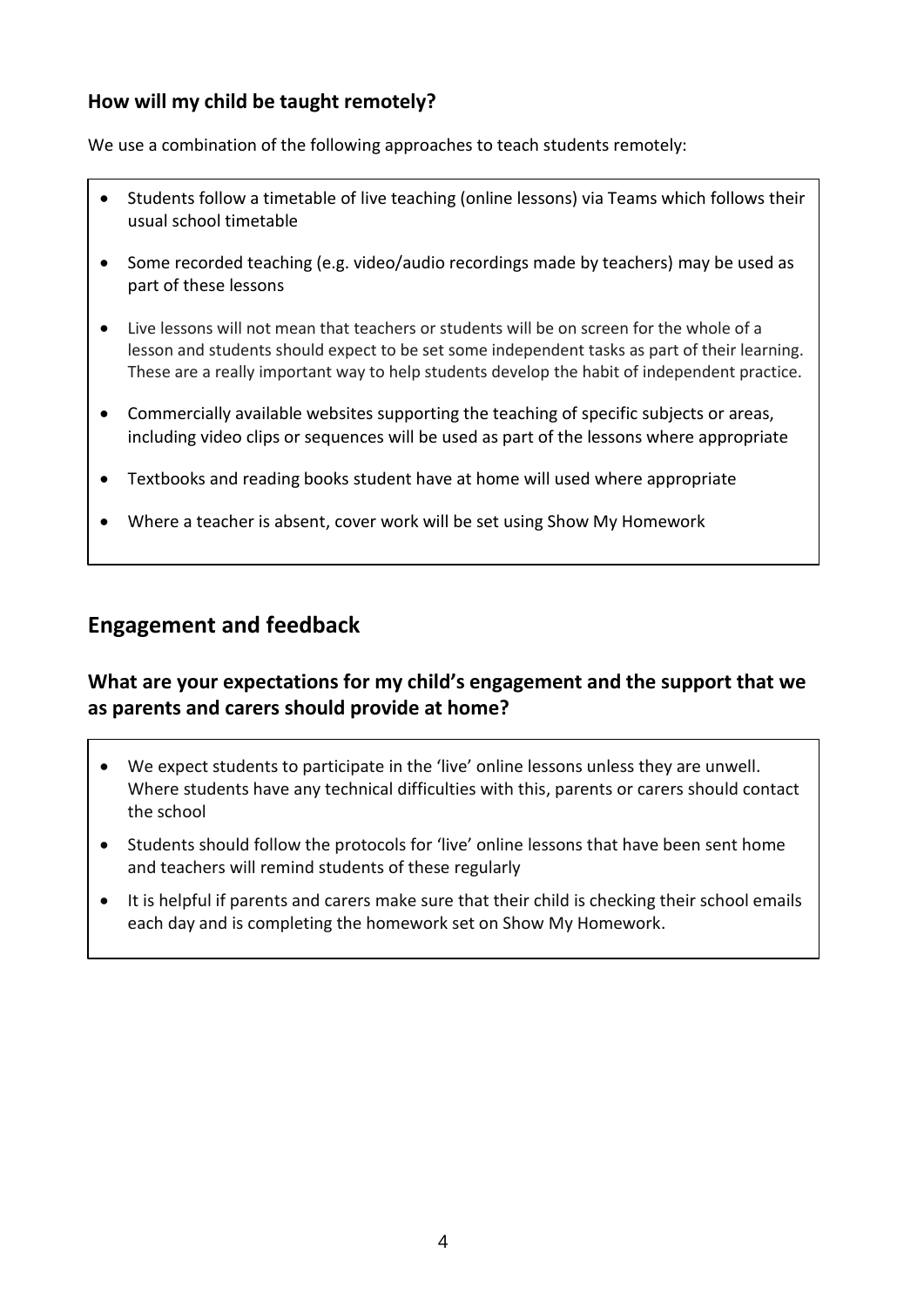### How will my child be taught remotely?

We use a combination of the following approaches to teach students remotely:

- Students follow a timetable of live teaching (online lessons) via Teams which follows their usual school timetable
- Some recorded teaching (e.g. video/audio recordings made by teachers) may be used as part of these lessons
- Live lessons will not mean that teachers or students will be on screen for the whole of a lesson and students should expect to be set some independent tasks as part of their learning. These are a really important way to help students develop the habit of independent practice.
- Commercially available websites supporting the teaching of specific subjects or areas, including video clips or sequences will be used as part of the lessons where appropriate
- Textbooks and reading books student have at home will used where appropriate
- Where a teacher is absent, cover work will be set using Show My Homework

## Engagement and feedback

### What are your expectations for my child's engagement and the support that we as parents and carers should provide at home?

- We expect students to participate in the 'live' online lessons unless they are unwell. Where students have any technical difficulties with this, parents or carers should contact the school
- Students should follow the protocols for 'live' online lessons that have been sent home and teachers will remind students of these regularly
- It is helpful if parents and carers make sure that their child is checking their school emails each day and is completing the homework set on Show My Homework.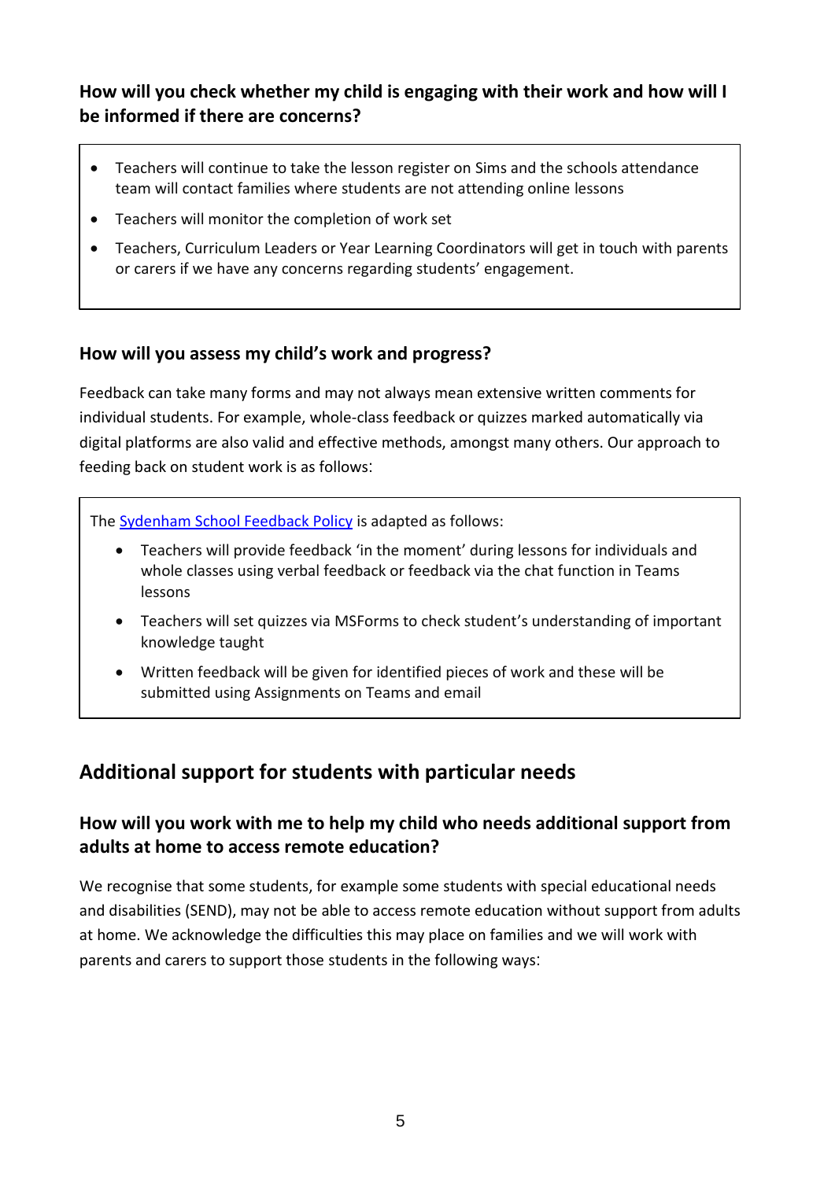### How will you check whether my child is engaging with their work and how will I be informed if there are concerns?

- Teachers will continue to take the lesson register on Sims and the schools attendance team will contact families where students are not attending online lessons
- Teachers will monitor the completion of work set
- Teachers, Curriculum Leaders or Year Learning Coordinators will get in touch with parents or carers if we have any concerns regarding students' engagement.

### How will you assess my child's work and progress?

Feedback can take many forms and may not always mean extensive written comments for individual students. For example, whole-class feedback or quizzes marked automatically via digital platforms are also valid and effective methods, amongst many others. Our approach to feeding back on student work is as follows:

The [Sydenham School Feedback Policy]() is adapted as follows:

- Teachers will provide feedback 'in the moment' during lessons for individuals and whole classes using verbal feedback or feedback via the chat function in Teams lessons
- Teachers will set quizzes via MSForms to check student's understanding of important knowledge taught
- Written feedback will be given for identified pieces of work and these will be submitted using Assignments on Teams and email

## Additional support for students with particular needs

### How will you work with me to help my child who needs additional support from adults at home to access remote education?

We recognise that some students, for example some students with special educational needs and disabilities (SEND), may not be able to access remote education without support from adults at home. We acknowledge the difficulties this may place on families and we will work with parents and carers to support those students in the following ways: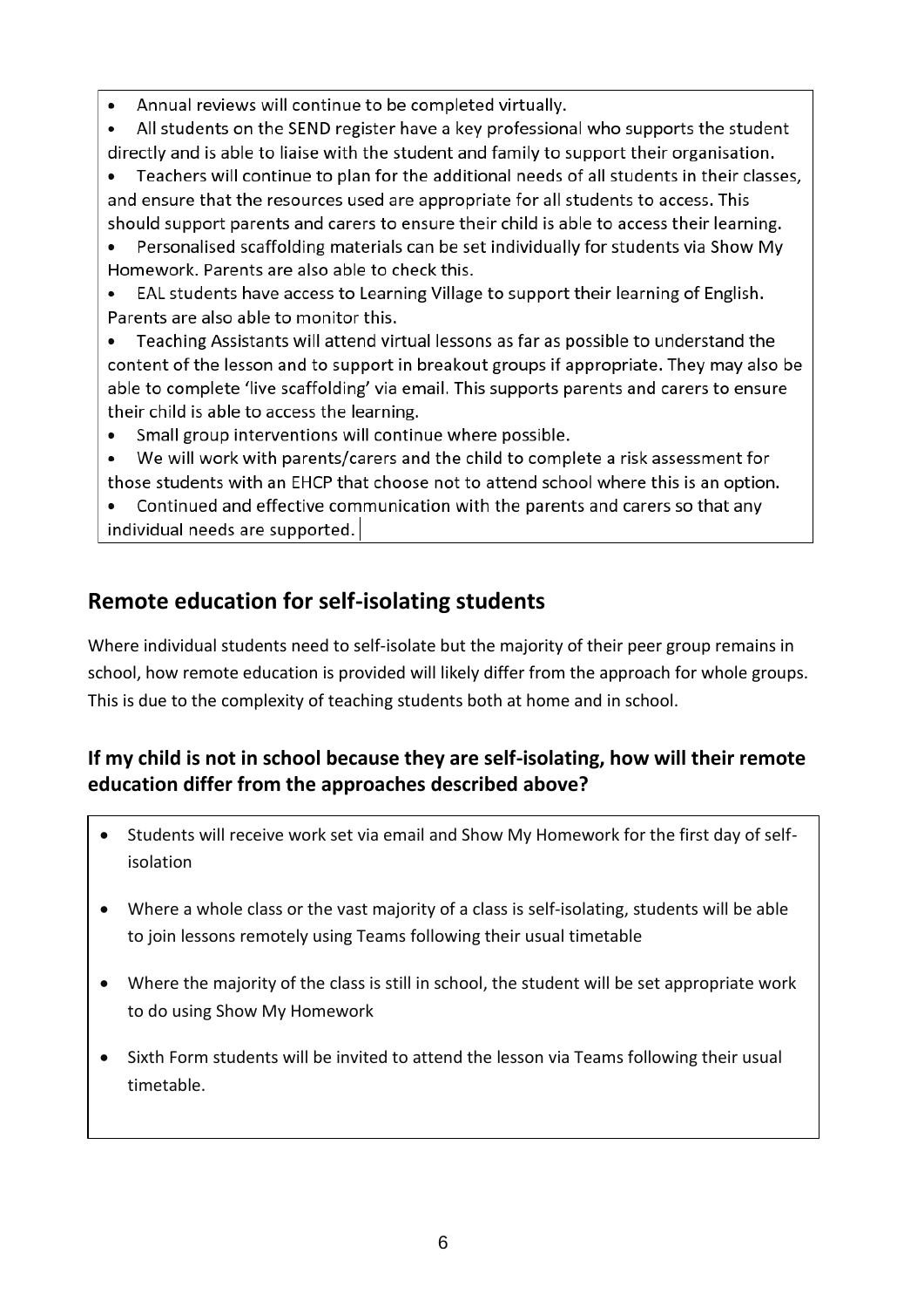- Annual reviews will continue to be completed virtually.
- All students on the SEND register have a key professional who supports the student directly and is able to liaise with the student and family to support their organisation.
- Teachers will continue to plan for the additional needs of all students in their classes, and ensure that the resources used are appropriate for all students to access. This should support parents and carers to ensure their child is able to access their learning.
- Personalised scaffolding materials can be set individually for students via Show My Homework. Parents are also able to check this.
- EAL students have access to Learning Village to support their learning of English. Parents are also able to monitor this.
- Teaching Assistants will attend virtual lessons as far as possible to understand the content of the lesson and to support in breakout groups if appropriate. They may also be able to complete 'live scaffolding' via email. This supports parents and carers to ensure their child is able to access the learning.
- Small group interventions will continue where possible.
- We will work with parents/carers and the child to complete a risk assessment for those students with an EHCP that choose not to attend school where this is an option.
- Continued and effective communication with the parents and carers so that any individual needs are supported.

## Remote education for self-isolating students

Where individual students need to self-isolate but the majority of their peer group remains in school, how remote education is provided will likely differ from the approach for whole groups. This is due to the complexity of teaching students both at home and in school.

### If my child is not in school because they are self-isolating, how will their remote education differ from the approaches described above?

- Students will receive work set via email and Show My Homework for the first day of self-isolation
- Where a whole class or the vast majority of a class is self-isolating, students will be able to join lessons remotely using Teams following their usual timetable
- Where the majority of the class is still in school, the student will be set appropriate work to do using Show My Homework
- Sixth Form students will be invited to attend the lesson via Teams following their usual timetable.